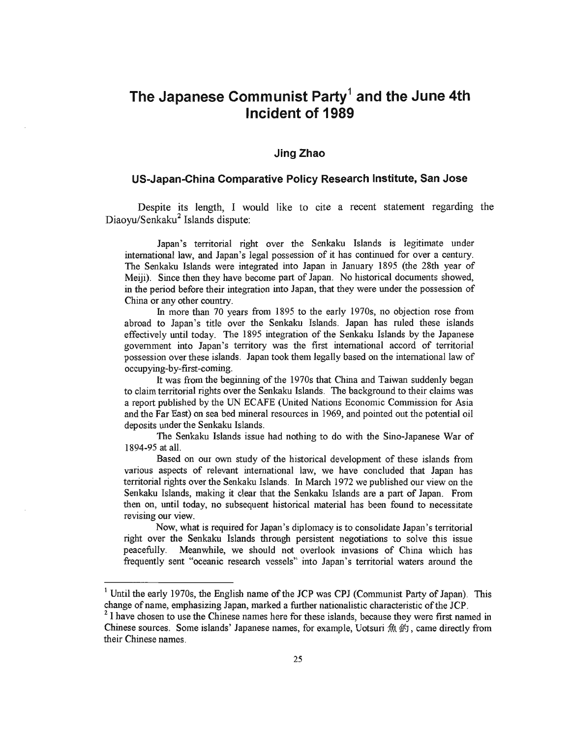# The Japanese Communist Party[1] and the June 4th Incident of 1989

### Jing Zhao

### US-Japan-China Comparative Policy Research Institute, San Jose

Despite its length, I would like to cite a recent statement regarding the Diaoyu/Senkaku[2] Islands dispute:

> Japan's territorial right over the Senkaku Islands is legitimate under international law, and Japan's legal possession of it has continued for over a century. The Senkaku Islands were integrated into Japan in January 1895 (the 28th year of Meiji). Since then they have become part of Japan. No historical documents showed, in the period before their integration into Japan, that they were under the possession of China or any other country.
>
> In more than 70 years from 1895 to the early 1970s, no objection rose from abroad to Japan's title over the Senkaku Islands. Japan has ruled these islands effectively until today. The 1895 integration of the Senkaku Islands by the Japanese government into Japan's territory was the first international accord of territorial possession over these islands. Japan took them legally based on the international law of occupying-by-first-coming.
>
> It was from the beginning of the 1970s that China and Taiwan suddenly began to claim territorial rights over the Senkaku Islands. The background to their claims was a report published by the UN ECAFE (United Nations Economic Commission for Asia and the Far East) on sea bed mineral resources in 1969, and pointed out the potential oil deposits under the Senkaku Islands.
>
> The Senkaku Islands issue had nothing to do with the Sino-Japanese War of 1894-95 at all.
>
> Based on our own study of the historical development of these islands from various aspects of relevant international law, we have concluded that Japan has territorial rights over the Senkaku Islands. In March 1972 we published our view on the Senkaku Islands, making it clear that the Senkaku Islands are a part of Japan. From then on, until today, no subsequent historical material has been found to necessitate revising our view.
>
> Now, what is required for Japan's diplomacy is to consolidate Japan's territorial right over the Senkaku Islands through persistent negotiations to solve this issue peacefully. Meanwhile, we should not overlook invasions of China which has frequently sent "oceanic research vessels" into Japan's territorial waters around the

---

[1] Until the early 1970s, the English name of the JCP was CPJ (Communist Party of Japan). This change of name, emphasizing Japan, marked a further nationalistic characteristic of the JCP.

[2] I have chosen to use the Chinese names here for these islands, because they were first named in Chinese sources. Some islands' Japanese names, for example, Uotsuri 魚釣, came directly from their Chinese names.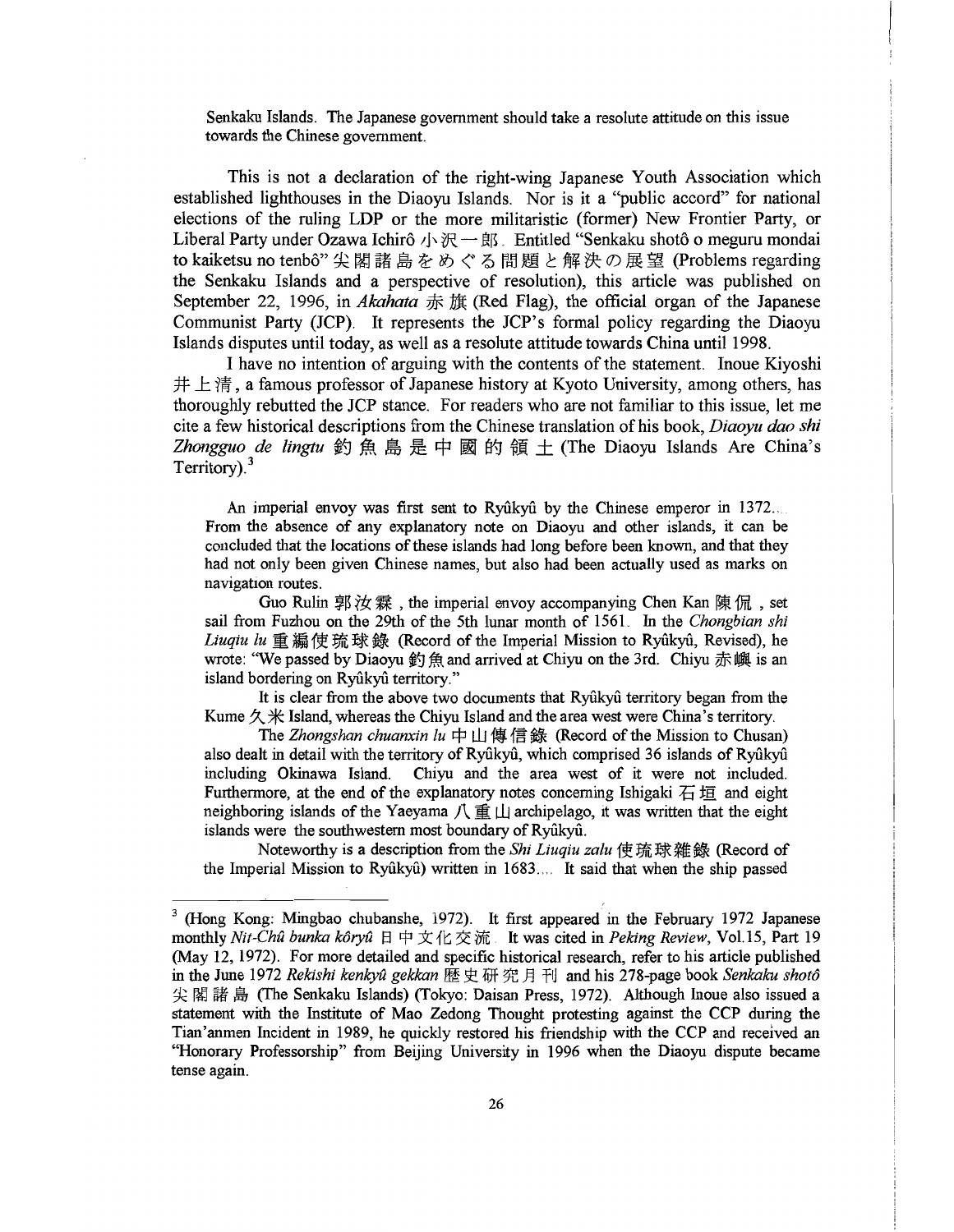Senkaku Islands. The Japanese government should take a resolute attitude on this issue towards the Chinese government.

This is not a declaration of the right-wing Japanese Youth Association which established lighthouses in the Diaoyu Islands. Nor is it a "public accord" for national elections of the ruling LDP or the more militaristic (former) New Frontier Party, or Liberal Party under Ozawa Ichirô 小沢一郎. Entitled "Senkaku shotô o meguru mondai to kaiketsu no tenbô" 尖閣諸島をめぐる問題と解決の展望 (Problems regarding the Senkaku Islands and a perspective of resolution), this article was published on September 22, 1996, in *Akahata* 赤旗 (Red Flag), the official organ of the Japanese Communist Party (JCP). It represents the JCP's formal policy regarding the Diaoyu Islands disputes until today, as well as a resolute attitude towards China until 1998.

I have no intention of arguing with the contents of the statement. Inoue Kiyoshi 井上清, a famous professor of Japanese history at Kyoto University, among others, has thoroughly rebutted the JCP stance. For readers who are not familiar to this issue, let me cite a few historical descriptions from the Chinese translation of his book, *Diaoyu dao shi Zhongguo de lingtu* 釣魚島是中國的領土 (The Diaoyu Islands Are China's Territory).[3]

> An imperial envoy was first sent to Ryûkyû by the Chinese emperor in 1372.... From the absence of any explanatory note on Diaoyu and other islands, it can be concluded that the locations of these islands had long before been known, and that they had not only been given Chinese names, but also had been actually used as marks on navigation routes.
>
> Guo Rulin 郭汝霖, the imperial envoy accompanying Chen Kan 陳侃, set sail from Fuzhou on the 29th of the 5th lunar month of 1561. In the *Chongbian shi Liuqiu lu* 重編使琉球錄 (Record of the Imperial Mission to Ryûkyû, Revised), he wrote: "We passed by Diaoyu 釣魚 and arrived at Chiyu on the 3rd. Chiyu 赤嶼 is an island bordering on Ryûkyû territory."
>
> It is clear from the above two documents that Ryûkyû territory began from the Kume 久米 Island, whereas the Chiyu Island and the area west were China's territory.
>
> The *Zhongshan chuanxin lu* 中山傳信錄 (Record of the Mission to Chusan) also dealt in detail with the territory of Ryûkyû, which comprised 36 islands of Ryûkyû including Okinawa Island. Chiyu and the area west of it were not included. Furthermore, at the end of the explanatory notes concerning Ishigaki 石垣 and eight neighboring islands of the Yaeyama 八重山 archipelago, it was written that the eight islands were the southwestern most boundary of Ryûkyû.
>
> Noteworthy is a description from the *Shi Liuqiu zalu* 使琉球雜錄 (Record of the Imperial Mission to Ryûkyû) written in 1683.... It said that when the ship passed

---

[3] (Hong Kong: Mingbao chubanshe, 1972). It first appeared in the February 1972 Japanese monthly *Nit-Chû bunka kôryû* 日中文化交流. It was cited in *Peking Review*, Vol.15, Part 19 (May 12, 1972). For more detailed and specific historical research, refer to his article published in the June 1972 *Rekishi kenkyû gekkan* 歷史研究月刊 and his 278-page book *Senkaku shotô* 尖閣諸島 (The Senkaku Islands) (Tokyo: Daisan Press, 1972). Although Inoue also issued a statement with the Institute of Mao Zedong Thought protesting against the CCP during the Tian'anmen Incident in 1989, he quickly restored his friendship with the CCP and received an "Honorary Professorship" from Beijing University in 1996 when the Diaoyu dispute became tense again.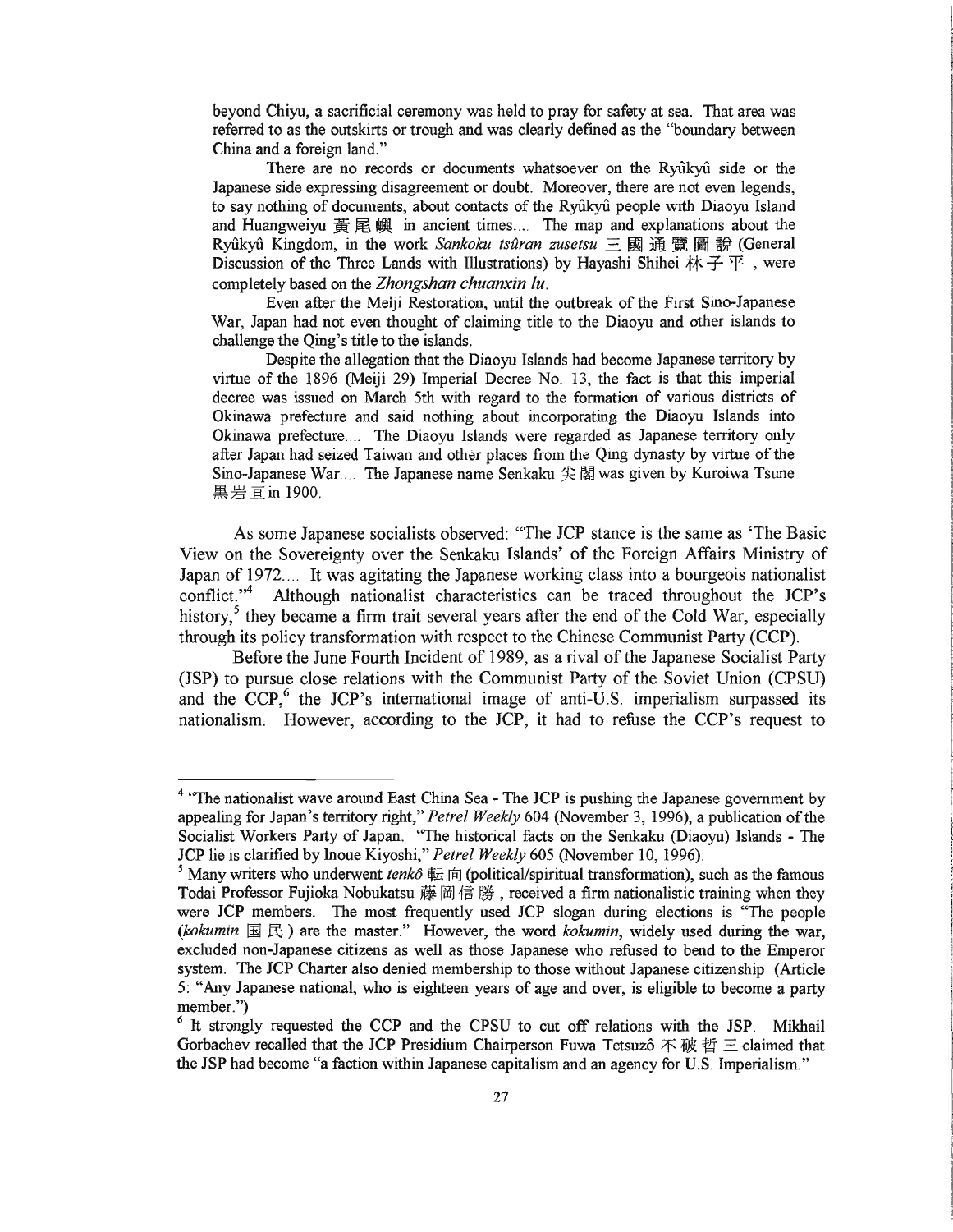> beyond Chiyu, a sacrificial ceremony was held to pray for safety at sea. That area was referred to as the outskirts or trough and was clearly defined as the "boundary between China and a foreign land."
>
> There are no records or documents whatsoever on the Ryûkyû side or the Japanese side expressing disagreement or doubt. Moreover, there are not even legends, to say nothing of documents, about contacts of the Ryûkyû people with Diaoyu Island and Huangweiyu 黄尾嶼 in ancient times.... The map and explanations about the Ryûkyû Kingdom, in the work *Sankoku tsûran zusetsu* 三國通覽圖說 (General Discussion of the Three Lands with Illustrations) by Hayashi Shihei 林子平, were completely based on the *Zhongshan chuanxin lu*.
>
> Even after the Meiji Restoration, until the outbreak of the First Sino-Japanese War, Japan had not even thought of claiming title to the Diaoyu and other islands to challenge the Qing's title to the islands.
>
> Despite the allegation that the Diaoyu Islands had become Japanese territory by virtue of the 1896 (Meiji 29) Imperial Decree No. 13, the fact is that this imperial decree was issued on March 5th with regard to the formation of various districts of Okinawa prefecture and said nothing about incorporating the Diaoyu Islands into Okinawa prefecture.... The Diaoyu Islands were regarded as Japanese territory only after Japan had seized Taiwan and other places from the Qing dynasty by virtue of the Sino-Japanese War.... The Japanese name Senkaku 尖閣 was given by Kuroiwa Tsune 黒岩亘 in 1900.

As some Japanese socialists observed: "The JCP stance is the same as 'The Basic View on the Sovereignty over the Senkaku Islands' of the Foreign Affairs Ministry of Japan of 1972.... It was agitating the Japanese working class into a bourgeois nationalist conflict."[4] Although nationalist characteristics can be traced throughout the JCP's history,[5] they became a firm trait several years after the end of the Cold War, especially through its policy transformation with respect to the Chinese Communist Party (CCP).

Before the June Fourth Incident of 1989, as a rival of the Japanese Socialist Party (JSP) to pursue close relations with the Communist Party of the Soviet Union (CPSU) and the CCP,[6] the JCP's international image of anti-U.S. imperialism surpassed its nationalism. However, according to the JCP, it had to refuse the CCP's request to

---

[4] "The nationalist wave around East China Sea - The JCP is pushing the Japanese government by appealing for Japan's territory right," *Petrel Weekly* 604 (November 3, 1996), a publication of the Socialist Workers Party of Japan. "The historical facts on the Senkaku (Diaoyu) Islands - The JCP lie is clarified by Inoue Kiyoshi," *Petrel Weekly* 605 (November 10, 1996).

[5] Many writers who underwent *tenkô* 転向 (political/spiritual transformation), such as the famous Todai Professor Fujioka Nobukatsu 藤岡信勝, received a firm nationalistic training when they were JCP members. The most frequently used JCP slogan during elections is "The people (*kokumin* 国民) are the master." However, the word *kokumin*, widely used during the war, excluded non-Japanese citizens as well as those Japanese who refused to bend to the Emperor system. The JCP Charter also denied membership to those without Japanese citizenship (Article 5: "Any Japanese national, who is eighteen years of age and over, is eligible to become a party member.")

[6] It strongly requested the CCP and the CPSU to cut off relations with the JSP. Mikhail Gorbachev recalled that the JCP Presidium Chairperson Fuwa Tetsuzô 不破哲三 claimed that the JSP had become "a faction within Japanese capitalism and an agency for U.S. Imperialism."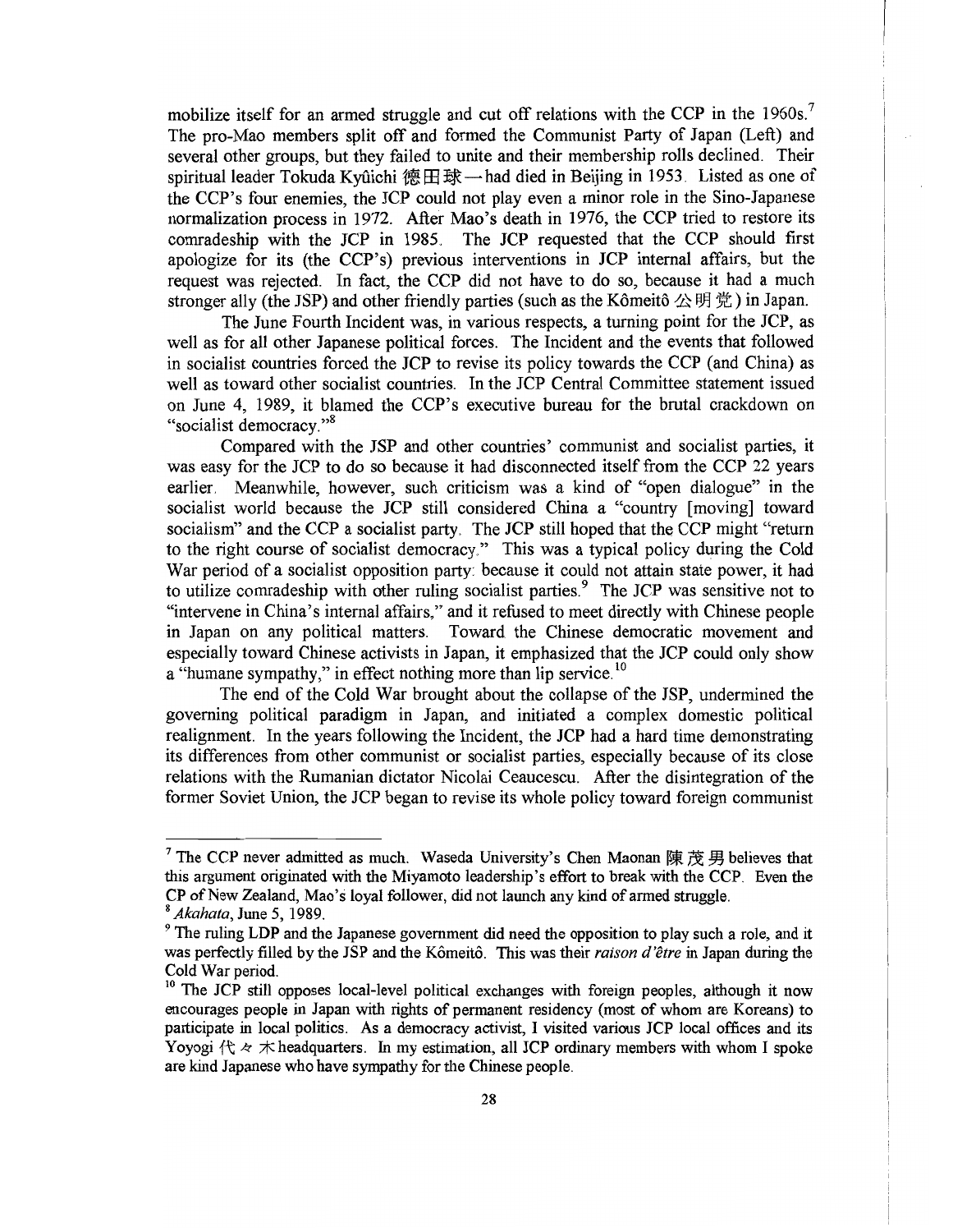mobilize itself for an armed struggle and cut off relations with the CCP in the 1960s.[7] The pro-Mao members split off and formed the Communist Party of Japan (Left) and several other groups, but they failed to unite and their membership rolls declined. Their spiritual leader Tokuda Kyûichi 徳田球一 had died in Beijing in 1953. Listed as one of the CCP's four enemies, the JCP could not play even a minor role in the Sino-Japanese normalization process in 1972. After Mao's death in 1976, the CCP tried to restore its comradeship with the JCP in 1985. The JCP requested that the CCP should first apologize for its (the CCP's) previous interventions in JCP internal affairs, but the request was rejected. In fact, the CCP did not have to do so, because it had a much stronger ally (the JSP) and other friendly parties (such as the Kômeitô 公明党) in Japan.

The June Fourth Incident was, in various respects, a turning point for the JCP, as well as for all other Japanese political forces. The Incident and the events that followed in socialist countries forced the JCP to revise its policy towards the CCP (and China) as well as toward other socialist countries. In the JCP Central Committee statement issued on June 4, 1989, it blamed the CCP's executive bureau for the brutal crackdown on "socialist democracy."[8]

Compared with the JSP and other countries' communist and socialist parties, it was easy for the JCP to do so because it had disconnected itself from the CCP 22 years earlier. Meanwhile, however, such criticism was a kind of "open dialogue" in the socialist world because the JCP still considered China a "country [moving] toward socialism" and the CCP a socialist party. The JCP still hoped that the CCP might "return to the right course of socialist democracy." This was a typical policy during the Cold War period of a socialist opposition party: because it could not attain state power, it had to utilize comradeship with other ruling socialist parties.[9] The JCP was sensitive not to "intervene in China's internal affairs," and it refused to meet directly with Chinese people in Japan on any political matters. Toward the Chinese democratic movement and especially toward Chinese activists in Japan, it emphasized that the JCP could only show a "humane sympathy," in effect nothing more than lip service.[10]

The end of the Cold War brought about the collapse of the JSP, undermined the governing political paradigm in Japan, and initiated a complex domestic political realignment. In the years following the Incident, the JCP had a hard time demonstrating its differences from other communist or socialist parties, especially because of its close relations with the Rumanian dictator Nicolai Ceaucescu. After the disintegration of the former Soviet Union, the JCP began to revise its whole policy toward foreign communist

---

[7] The CCP never admitted as much. Waseda University's Chen Maonan 陳茂男 believes that this argument originated with the Miyamoto leadership's effort to break with the CCP. Even the CP of New Zealand, Mao's loyal follower, did not launch any kind of armed struggle.

[8] *Akahata*, June 5, 1989.

[9] The ruling LDP and the Japanese government did need the opposition to play such a role, and it was perfectly filled by the JSP and the Kômeitô. This was their *raison d'être* in Japan during the Cold War period.

[10] The JCP still opposes local-level political exchanges with foreign peoples, although it now encourages people in Japan with rights of permanent residency (most of whom are Koreans) to participate in local politics. As a democracy activist, I visited various JCP local offices and its Yoyogi 代々木 headquarters. In my estimation, all JCP ordinary members with whom I spoke are kind Japanese who have sympathy for the Chinese people.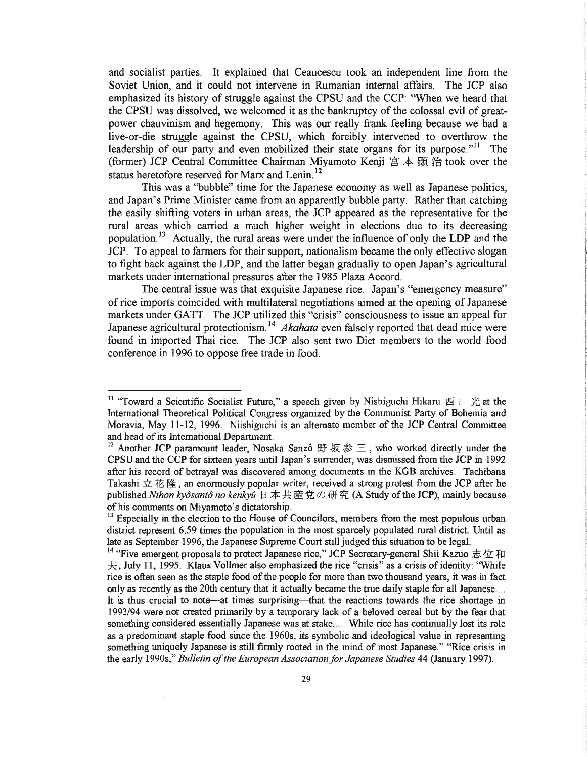and socialist parties. It explained that Ceaucescu took an independent line from the Soviet Union, and it could not intervene in Rumanian internal affairs. The JCP also emphasized its history of struggle against the CPSU and the CCP: "When we heard that the CPSU was dissolved, we welcomed it as the bankruptcy of the colossal evil of great-power chauvinism and hegemony. This was our really frank feeling because we had a live-or-die struggle against the CPSU, which forcibly intervened to overthrow the leadership of our party and even mobilized their state organs for its purpose."[11] The (former) JCP Central Committee Chairman Miyamoto Kenji 宮本顕治 took over the status heretofore reserved for Marx and Lenin.[12]

This was a "bubble" time for the Japanese economy as well as Japanese politics, and Japan's Prime Minister came from an apparently bubble party. Rather than catching the easily shifting voters in urban areas, the JCP appeared as the representative for the rural areas which carried a much higher weight in elections due to its decreasing population.[13] Actually, the rural areas were under the influence of only the LDP and the JCP. To appeal to farmers for their support, nationalism became the only effective slogan to fight back against the LDP, and the latter began gradually to open Japan's agricultural markets under international pressures after the 1985 Plaza Accord.

The central issue was that exquisite Japanese rice. Japan's "emergency measure" of rice imports coincided with multilateral negotiations aimed at the opening of Japanese markets under GATT. The JCP utilized this "crisis" consciousness to issue an appeal for Japanese agricultural protectionism.[14] *Akahata* even falsely reported that dead mice were found in imported Thai rice. The JCP also sent two Diet members to the world food conference in 1996 to oppose free trade in food.

---

[11] "Toward a Scientific Socialist Future," a speech given by Nishiguchi Hikaru 西口光 at the International Theoretical Political Congress organized by the Communist Party of Bohemia and Moravia, May 11-12, 1996. Niishiguchi is an alternate member of the JCP Central Committee and head of its International Department.

[12] Another JCP paramount leader, Nosaka Sanzô 野坂参三, who worked directly under the CPSU and the CCP for sixteen years until Japan's surrender, was dismissed from the JCP in 1992 after his record of betrayal was discovered among documents in the KGB archives. Tachibana Takashi 立花隆, an enormously popular writer, received a strong protest from the JCP after he published *Nihon kyôsantô no kenkyû* 日本共産党の研究 (A Study of the JCP), mainly because of his comments on Miyamoto's dictatorship.

[13] Especially in the election to the House of Councilors, members from the most populous urban district represent 6.59 times the population in the most sparcely populated rural district. Until as late as September 1996, the Japanese Supreme Court still judged this situation to be legal.

[14] "Five emergent proposals to protect Japanese rice," JCP Secretary-general Shii Kazuo 志位和夫, July 11, 1995. Klaus Vollmer also emphasized the rice "crisis" as a crisis of identity: "While rice is often seen as the staple food of the people for more than two thousand years, it was in fact only as recently as the 20th century that it actually became the true daily staple for all Japanese.... It is thus crucial to note—at times surprising—that the reactions towards the rice shortage in 1993/94 were not created primarily by a temporary lack of a beloved cereal but by the fear that something considered essentially Japanese was at stake.... While rice has continually lost its role as a predominant staple food since the 1960s, its symbolic and ideological value in representing something uniquely Japanese is still firmly rooted in the mind of most Japanese." "Rice crisis in the early 1990s," *Bulletin of the European Association for Japanese Studies* 44 (January 1997).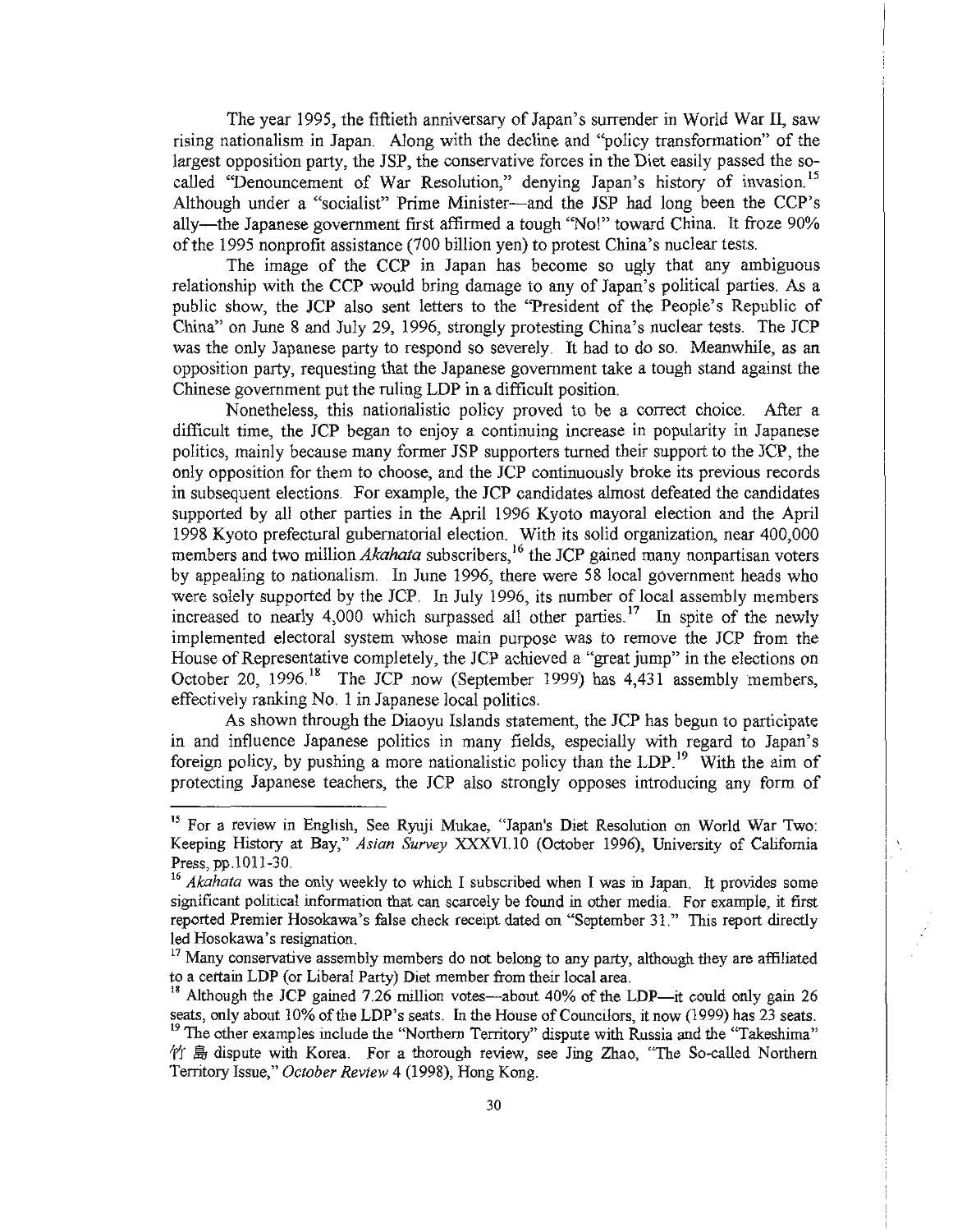The year 1995, the fiftieth anniversary of Japan's surrender in World War II, saw rising nationalism in Japan. Along with the decline and "policy transformation" of the largest opposition party, the JSP, the conservative forces in the Diet easily passed the so-called "Denouncement of War Resolution," denying Japan's history of invasion.[15] Although under a "socialist" Prime Minister—and the JSP had long been the CCP's ally—the Japanese government first affirmed a tough "No!" toward China. It froze 90% of the 1995 nonprofit assistance (700 billion yen) to protest China's nuclear tests.

The image of the CCP in Japan has become so ugly that any ambiguous relationship with the CCP would bring damage to any of Japan's political parties. As a public show, the JCP also sent letters to the "President of the People's Republic of China" on June 8 and July 29, 1996, strongly protesting China's nuclear tests. The JCP was the only Japanese party to respond so severely. It had to do so. Meanwhile, as an opposition party, requesting that the Japanese government take a tough stand against the Chinese government put the ruling LDP in a difficult position.

Nonetheless, this nationalistic policy proved to be a correct choice. After a difficult time, the JCP began to enjoy a continuing increase in popularity in Japanese politics, mainly because many former JSP supporters turned their support to the JCP, the only opposition for them to choose, and the JCP continuously broke its previous records in subsequent elections. For example, the JCP candidates almost defeated the candidates supported by all other parties in the April 1996 Kyoto mayoral election and the April 1998 Kyoto prefectural gubernatorial election. With its solid organization, near 400,000 members and two million *Akahata* subscribers,[16] the JCP gained many nonpartisan voters by appealing to nationalism. In June 1996, there were 58 local government heads who were solely supported by the JCP. In July 1996, its number of local assembly members increased to nearly 4,000 which surpassed all other parties.[17] In spite of the newly implemented electoral system whose main purpose was to remove the JCP from the House of Representative completely, the JCP achieved a "great jump" in the elections on October 20, 1996.[18] The JCP now (September 1999) has 4,431 assembly members, effectively ranking No. 1 in Japanese local politics.

As shown through the Diaoyu Islands statement, the JCP has begun to participate in and influence Japanese politics in many fields, especially with regard to Japan's foreign policy, by pushing a more nationalistic policy than the LDP.[19] With the aim of protecting Japanese teachers, the JCP also strongly opposes introducing any form of

---

[15] For a review in English, See Ryuji Mukae, "Japan's Diet Resolution on World War Two: Keeping History at Bay," *Asian Survey* XXXVI.10 (October 1996), University of California Press, pp.1011-30.

[16] *Akahata* was the only weekly to which I subscribed when I was in Japan. It provides some significant political information that can scarcely be found in other media. For example, it first reported Premier Hosokawa's false check receipt dated on "September 31." This report directly led Hosokawa's resignation.

[17] Many conservative assembly members do not belong to any party, although they are affiliated to a certain LDP (or Liberal Party) Diet member from their local area.

[18] Although the JCP gained 7.26 million votes—about 40% of the LDP—it could only gain 26 seats, only about 10% of the LDP's seats. In the House of Councilors, it now (1999) has 23 seats.

[19] The other examples include the "Northern Territory" dispute with Russia and the "Takeshima" 竹島 dispute with Korea. For a thorough review, see Jing Zhao, "The So-called Northern Territory Issue," *October Review* 4 (1998), Hong Kong.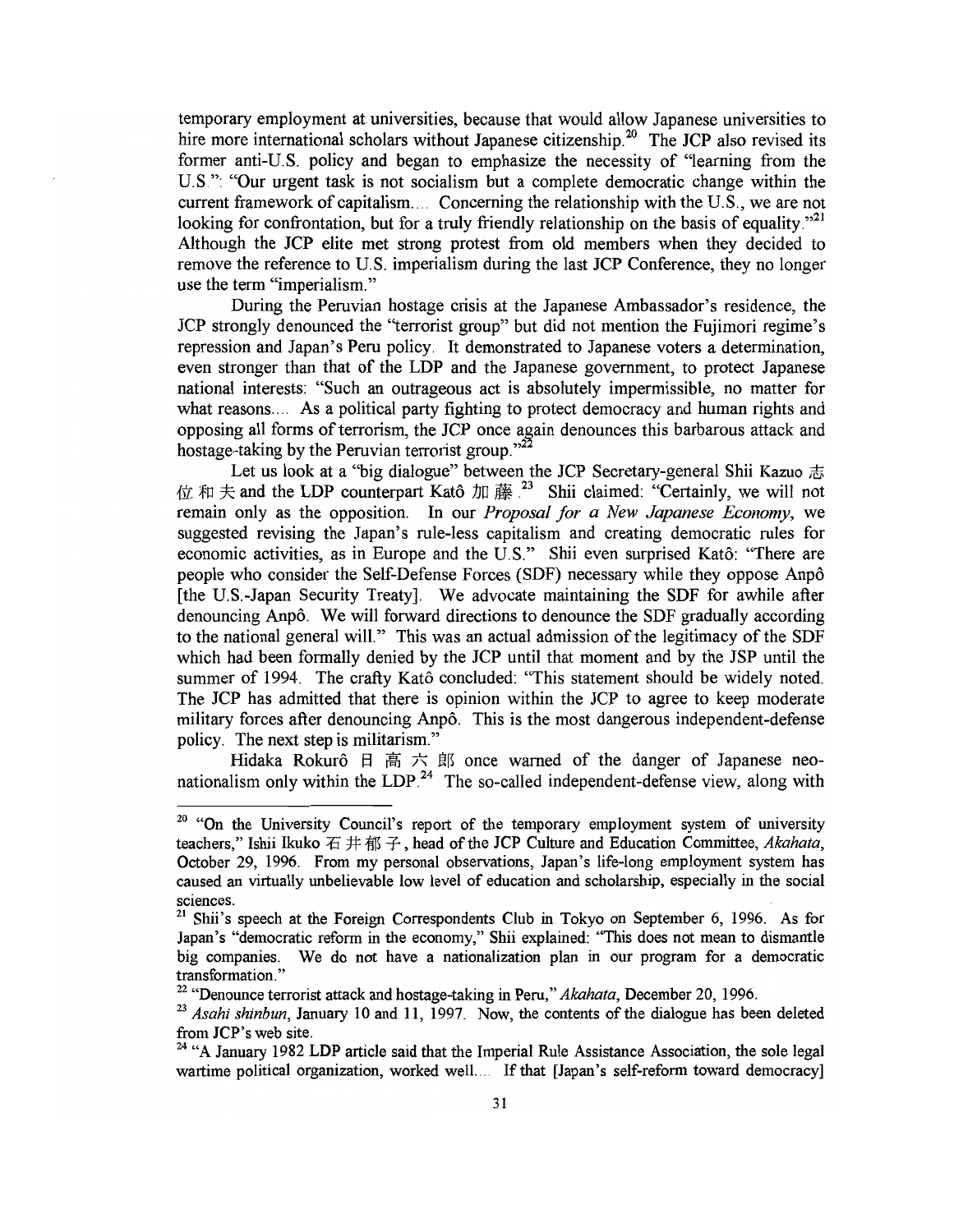temporary employment at universities, because that would allow Japanese universities to hire more international scholars without Japanese citizenship.[20] The JCP also revised its former anti-U.S. policy and began to emphasize the necessity of "learning from the U.S.": "Our urgent task is not socialism but a complete democratic change within the current framework of capitalism.... Concerning the relationship with the U.S., we are not looking for confrontation, but for a truly friendly relationship on the basis of equality."[21] Although the JCP elite met strong protest from old members when they decided to remove the reference to U.S. imperialism during the last JCP Conference, they no longer use the term "imperialism."

During the Peruvian hostage crisis at the Japanese Ambassador's residence, the JCP strongly denounced the "terrorist group" but did not mention the Fujimori regime's repression and Japan's Peru policy. It demonstrated to Japanese voters a determination, even stronger than that of the LDP and the Japanese government, to protect Japanese national interests: "Such an outrageous act is absolutely impermissible, no matter for what reasons.... As a political party fighting to protect democracy and human rights and opposing all forms of terrorism, the JCP once again denounces this barbarous attack and hostage-taking by the Peruvian terrorist group."[22]

Let us look at a "big dialogue" between the JCP Secretary-general Shii Kazuo 志位和夫 and the LDP counterpart Katô 加藤.[23] Shii claimed: "Certainly, we will not remain only as the opposition. In our *Proposal for a New Japanese Economy*, we suggested revising the Japan's rule-less capitalism and creating democratic rules for economic activities, as in Europe and the U.S." Shii even surprised Katô: "There are people who consider the Self-Defense Forces (SDF) necessary while they oppose Anpô [the U.S.-Japan Security Treaty]. We advocate maintaining the SDF for awhile after denouncing Anpô. We will forward directions to denounce the SDF gradually according to the national general will." This was an actual admission of the legitimacy of the SDF which had been formally denied by the JCP until that moment and by the JSP until the summer of 1994. The crafty Katô concluded: "This statement should be widely noted. The JCP has admitted that there is opinion within the JCP to agree to keep moderate military forces after denouncing Anpô. This is the most dangerous independent-defense policy. The next step is militarism."

Hidaka Rokurô 日高六郎 once warned of the danger of Japanese neo-nationalism only within the LDP.[24] The so-called independent-defense view, along with

---

[20] "On the University Council's report of the temporary employment system of university teachers," Ishii Ikuko 石井郁子, head of the JCP Culture and Education Committee, *Akahata*, October 29, 1996. From my personal observations, Japan's life-long employment system has caused an virtually unbelievable low level of education and scholarship, especially in the social sciences.

[21] Shii's speech at the Foreign Correspondents Club in Tokyo on September 6, 1996. As for Japan's "democratic reform in the economy," Shii explained: "This does not mean to dismantle big companies. We do not have a nationalization plan in our program for a democratic transformation."

[22] "Denounce terrorist attack and hostage-taking in Peru," *Akahata*, December 20, 1996.

[23] *Asahi shinbun*, January 10 and 11, 1997. Now, the contents of the dialogue has been deleted from JCP's web site.

[24] "A January 1982 LDP article said that the Imperial Rule Assistance Association, the sole legal wartime political organization, worked well.... If that [Japan's self-reform toward democracy]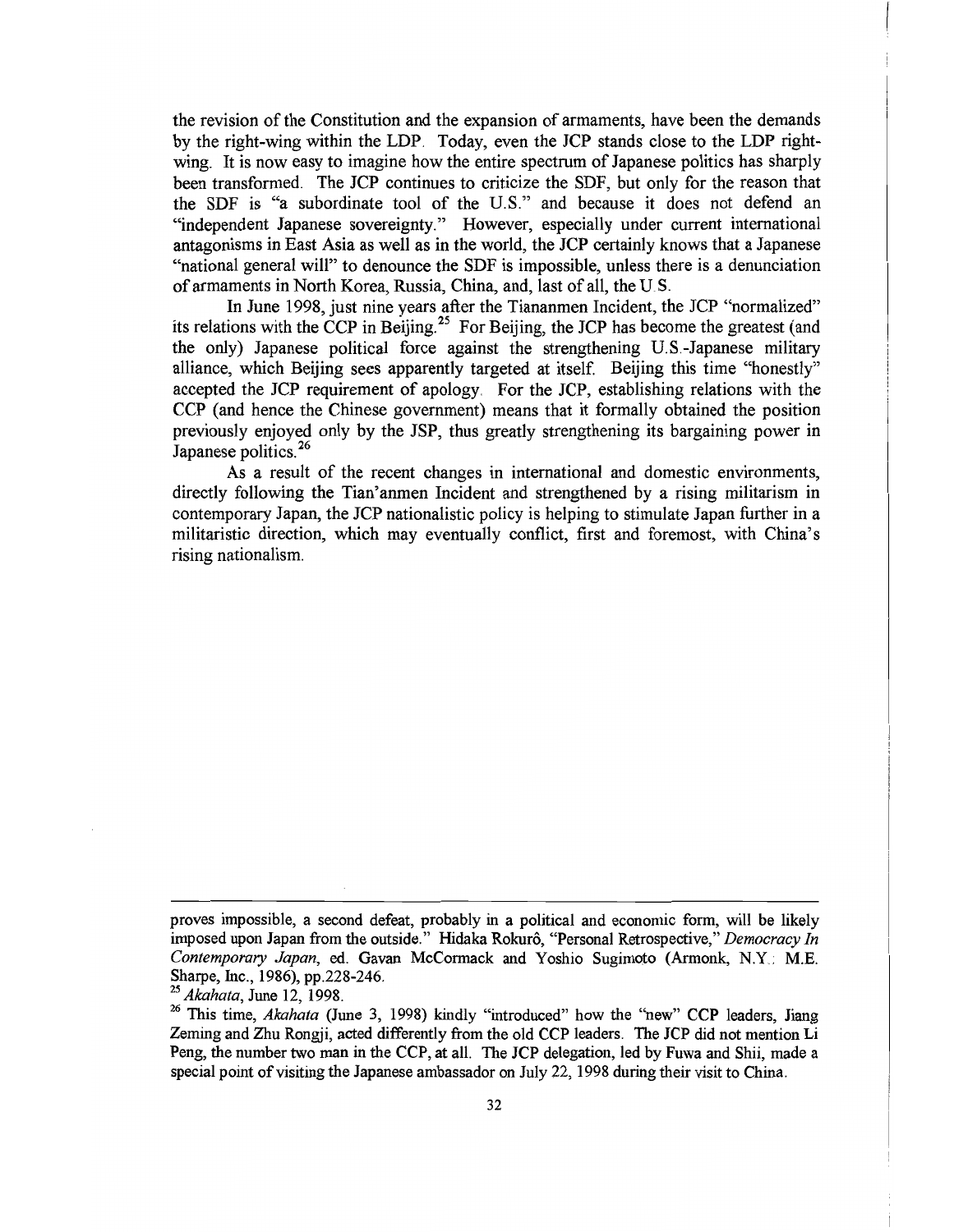the revision of the Constitution and the expansion of armaments, have been the demands by the right-wing within the LDP. Today, even the JCP stands close to the LDP right-wing. It is now easy to imagine how the entire spectrum of Japanese politics has sharply been transformed. The JCP continues to criticize the SDF, but only for the reason that the SDF is "a subordinate tool of the U.S." and because it does not defend an "independent Japanese sovereignty." However, especially under current international antagonisms in East Asia as well as in the world, the JCP certainly knows that a Japanese "national general will" to denounce the SDF is impossible, unless there is a denunciation of armaments in North Korea, Russia, China, and, last of all, the U.S.

In June 1998, just nine years after the Tiananmen Incident, the JCP "normalized" its relations with the CCP in Beijing.[25] For Beijing, the JCP has become the greatest (and the only) Japanese political force against the strengthening U.S.-Japanese military alliance, which Beijing sees apparently targeted at itself. Beijing this time "honestly" accepted the JCP requirement of apology. For the JCP, establishing relations with the CCP (and hence the Chinese government) means that it formally obtained the position previously enjoyed only by the JSP, thus greatly strengthening its bargaining power in Japanese politics.[26]

As a result of the recent changes in international and domestic environments, directly following the Tian'anmen Incident and strengthened by a rising militarism in contemporary Japan, the JCP nationalistic policy is helping to stimulate Japan further in a militaristic direction, which may eventually conflict, first and foremost, with China's rising nationalism.

---

proves impossible, a second defeat, probably in a political and economic form, will be likely imposed upon Japan from the outside." Hidaka Rokurô, "Personal Retrospective," *Democracy In Contemporary Japan*, ed. Gavan McCormack and Yoshio Sugimoto (Armonk, N.Y.: M.E. Sharpe, Inc., 1986), pp.228-246.

[25] *Akahata*, June 12, 1998.

[26] This time, *Akahata* (June 3, 1998) kindly "introduced" how the "new" CCP leaders, Jiang Zeming and Zhu Rongji, acted differently from the old CCP leaders. The JCP did not mention Li Peng, the number two man in the CCP, at all. The JCP delegation, led by Fuwa and Shii, made a special point of visiting the Japanese ambassador on July 22, 1998 during their visit to China.